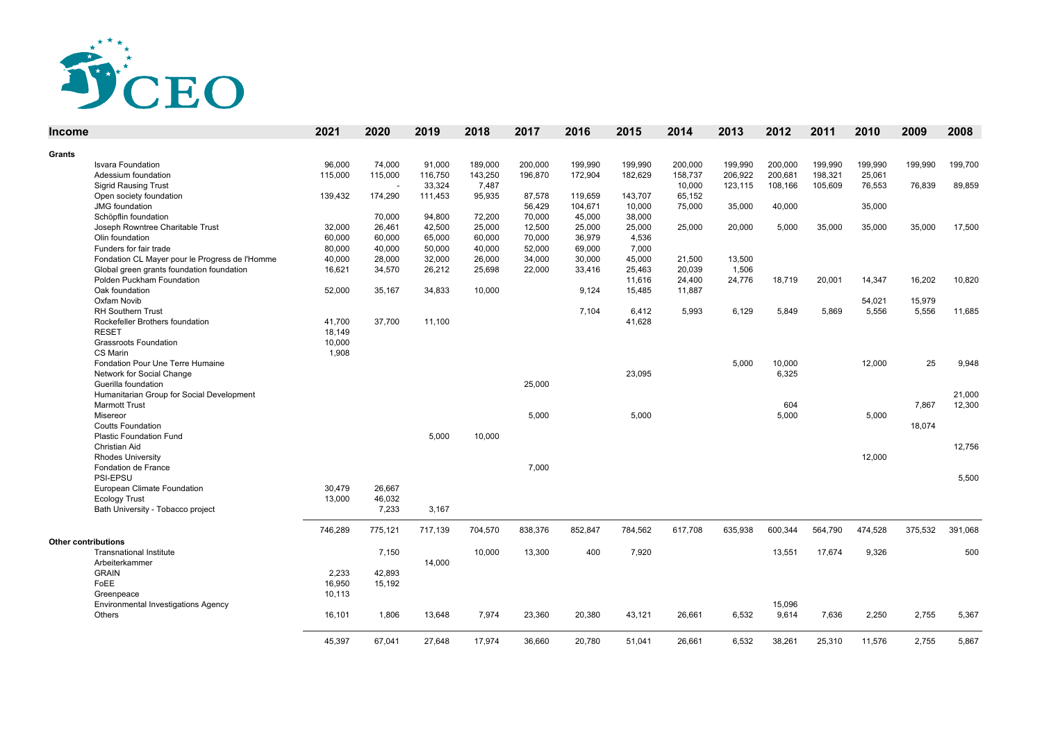| Income | 2021 | 2020 | 2019 | 2018 | 2017 | 2016 | 2015 | 2014 | 2013 | 2012 | 2011 | 2010 | 2009 | 2008 |
|---|---|---|---|---|---|---|---|---|---|---|---|---|---|---|
| **Grants** | | | | | | | | | | | | | | |
| Isvara Foundation | 96,000 | 74,000 | 91,000 | 189,000 | 200,000 | 199,990 | 199,990 | 200,000 | 199,990 | 200,000 | 199,990 | 199,990 | 199,990 | 199,700 |
| Adessium foundation | 115,000 | 115,000 | 116,750 | 143,250 | 196,870 | 172,904 | 182,629 | 158,737 | 206,922 | 200,681 | 198,321 | 25,061 | | |
| Sigrid Rausing Trust | | - | 33,324 | 7,487 | | | | 10,000 | 123,115 | 108,166 | 105,609 | 76,553 | 76,839 | 89,859 |
| Open society foundation | 139,432 | 174,290 | 111,453 | 95,935 | 87,578 | 119,659 | 143,707 | 65,152 | | | | | | |
| JMG foundation | | | | | 56,429 | 104,671 | 10,000 | 75,000 | 35,000 | 40,000 | | 35,000 | | |
| Schöpflin foundation | | 70,000 | 94,800 | 72,200 | 70,000 | 45,000 | 38,000 | | | | | | | |
| Joseph Rowntree Charitable Trust | 32,000 | 26,461 | 42,500 | 25,000 | 12,500 | 25,000 | 25,000 | 25,000 | 20,000 | 5,000 | 35,000 | 35,000 | 35,000 | 17,500 |
| Olin foundation | 60,000 | 60,000 | 65,000 | 60,000 | 70,000 | 36,979 | 4,536 | | | | | | | |
| Funders for fair trade | 80,000 | 40,000 | 50,000 | 40,000 | 52,000 | 69,000 | 7,000 | | | | | | | |
| Fondation CL Mayer pour le Progress de l'Homme | 40,000 | 28,000 | 32,000 | 26,000 | 34,000 | 30,000 | 45,000 | 21,500 | 13,500 | | | | | |
| Global green grants foundation foundation | 16,621 | 34,570 | 26,212 | 25,698 | 22,000 | 33,416 | 25,463 | 20,039 | 1,506 | | | | | |
| Polden Puckham Foundation | | | | | | | 11,616 | 24,400 | 24,776 | 18,719 | 20,001 | 14,347 | 16,202 | 10,820 |
| Oak foundation | 52,000 | 35,167 | 34,833 | 10,000 | | 9,124 | 15,485 | 11,887 | | | | | | |
| Oxfam Novib | | | | | | | | | | | | 54,021 | 15,979 | |
| RH Southern Trust | | | | | | 7,104 | 6,412 | 5,993 | 6,129 | 5,849 | 5,869 | 5,556 | 5,556 | 11,685 |
| Rockefeller Brothers foundation | 41,700 | 37,700 | 11,100 | | | | 41,628 | | | | | | | |
| RESET | 18,149 | | | | | | | | | | | | | |
| Grassroots Foundation | 10,000 | | | | | | | | | | | | | |
| CS Marin | 1,908 | | | | | | | | | | | | | |
| Fondation Pour Une Terre Humaine | | | | | | | | | 5,000 | 10,000 | | 12,000 | 25 | 9,948 |
| Network for Social Change | | | | | | | 23,095 | | | 6,325 | | | | |
| Guerilla foundation | | | | | 25,000 | | | | | | | | | |
| Humanitarian Group for Social Development | | | | | | | | | | | | | | 21,000 |
| Marmott Trust | | | | | | | | | | 604 | | | 7,867 | 12,300 |
| Misereor | | | | | 5,000 | | 5,000 | | | 5,000 | | 5,000 | | |
| Coutts Foundation | | | | | | | | | | | | | 18,074 | |
| Plastic Foundation Fund | | | 5,000 | 10,000 | | | | | | | | | | |
| Christian Aid | | | | | | | | | | | | | | 12,756 |
| Rhodes University | | | | | | | | | | | | 12,000 | | |
| Fondation de France | | | | | 7,000 | | | | | | | | | |
| PSI-EPSU | | | | | | | | | | | | | | 5,500 |
| European Climate Foundation | 30,479 | 26,667 | | | | | | | | | | | | |
| Ecology Trust | 13,000 | 46,032 | | | | | | | | | | | | |
| Bath University - Tobacco project | | 7,233 | 3,167 | | | | | | | | | | | |
| | 746,289 | 775,121 | 717,139 | 704,570 | 838,376 | 852,847 | 784,562 | 617,708 | 635,938 | 600,344 | 564,790 | 474,528 | 375,532 | 391,068 |
| **Other contributions** | | | | | | | | | | | | | | |
| Transnational Institute | | 7,150 | | 10,000 | 13,300 | 400 | 7,920 | | | 13,551 | 17,674 | 9,326 | | 500 |
| Arbeiterkammer | | | 14,000 | | | | | | | | | | | |
| GRAIN | 2,233 | 42,893 | | | | | | | | | | | | |
| FoEE | 16,950 | 15,192 | | | | | | | | | | | | |
| Greenpeace | 10,113 | | | | | | | | | | | | | |
| Environmental Investigations Agency | | | | | | | | | | 15,096 | | | | |
| Others | 16,101 | 1,806 | 13,648 | 7,974 | 23,360 | 20,380 | 43,121 | 26,661 | 6,532 | 9,614 | 7,636 | 2,250 | 2,755 | 5,367 |
| | 45,397 | 67,041 | 27,648 | 17,974 | 36,660 | 20,780 | 51,041 | 26,661 | 6,532 | 38,261 | 25,310 | 11,576 | 2,755 | 5,867 |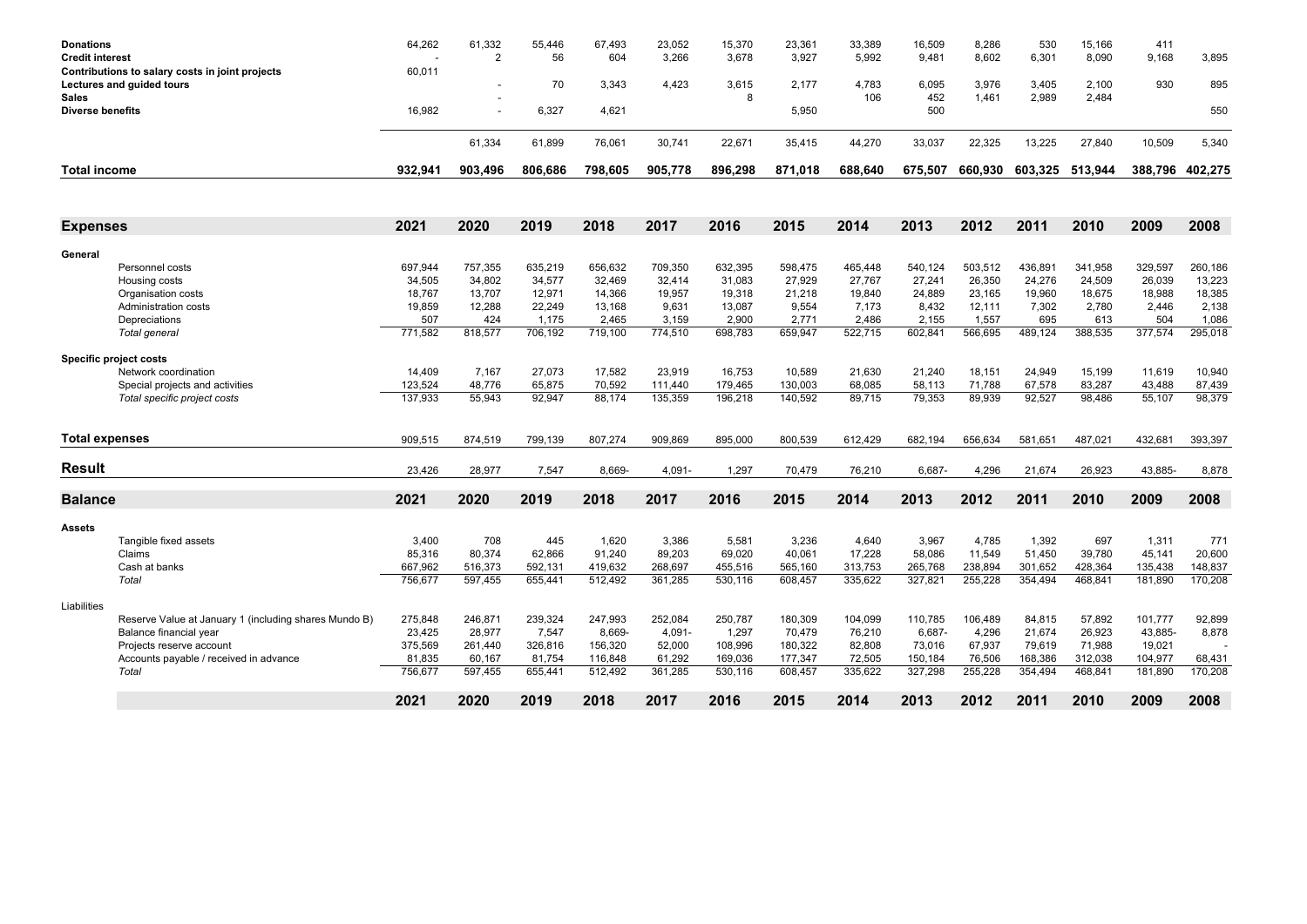| | | | | | | | | | | | | | | |
|---|---|---|---|---|---|---|---|---|---|---|---|---|---|---|
| **Donations** | 64,262 | 61,332 | 55,446 | 67,493 | 23,052 | 15,370 | 23,361 | 33,389 | 16,509 | 8,286 | 530 | 15,166 | 411 | |
| **Credit interest** | - | 2 | 56 | 604 | 3,266 | 3,678 | 3,927 | 5,992 | 9,481 | 8,602 | 6,301 | 8,090 | 9,168 | 3,895 |
| **Contributions to salary costs in joint projects** | 60,011 | | | | | | | | | | | | | |
| **Lectures and guided tours** | | - | 70 | 3,343 | 4,423 | 3,615 | 2,177 | 4,783 | 6,095 | 3,976 | 3,405 | 2,100 | 930 | 895 |
| **Sales** | | - | | | | 8 | | 106 | 452 | 1,461 | 2,989 | 2,484 | | |
| **Diverse benefits** | 16,982 | - | 6,327 | 4,621 | | | 5,950 | | 500 | | | | | 550 |
| | | 61,334 | 61,899 | 76,061 | 30,741 | 22,671 | 35,415 | 44,270 | 33,037 | 22,325 | 13,225 | 27,840 | 10,509 | 5,340 |
| **Total income** | **932,941** | **903,496** | **806,686** | **798,605** | **905,778** | **896,298** | **871,018** | **688,640** | **675,507** | **660,930** | **603,325** | **513,944** | **388,796** | **402,275** |

| **Expenses** | **2021** | **2020** | **2019** | **2018** | **2017** | **2016** | **2015** | **2014** | **2013** | **2012** | **2011** | **2010** | **2009** | **2008** |
|---|---|---|---|---|---|---|---|---|---|---|---|---|---|---|
| **General** | | | | | | | | | | | | | | |
| Personnel costs | 697,944 | 757,355 | 635,219 | 656,632 | 709,350 | 632,395 | 598,475 | 465,448 | 540,124 | 503,512 | 436,891 | 341,958 | 329,597 | 260,186 |
| Housing costs | 34,505 | 34,802 | 34,577 | 32,469 | 32,414 | 31,083 | 27,929 | 27,767 | 27,241 | 26,350 | 24,276 | 24,509 | 26,039 | 13,223 |
| Organisation costs | 18,767 | 13,707 | 12,971 | 14,366 | 19,957 | 19,318 | 21,218 | 19,840 | 24,889 | 23,165 | 19,960 | 18,675 | 18,988 | 18,385 |
| Administration costs | 19,859 | 12,288 | 22,249 | 13,168 | 9,631 | 13,087 | 9,554 | 7,173 | 8,432 | 12,111 | 7,302 | 2,780 | 2,446 | 2,138 |
| Depreciations | 507 | 424 | 1,175 | 2,465 | 3,159 | 2,900 | 2,771 | 2,486 | 2,155 | 1,557 | 695 | 613 | 504 | 1,086 |
| *Total general* | 771,582 | 818,577 | 706,192 | 719,100 | 774,510 | 698,783 | 659,947 | 522,715 | 602,841 | 566,695 | 489,124 | 388,535 | 377,574 | 295,018 |
| **Specific project costs** | | | | | | | | | | | | | | |
| Network coordination | 14,409 | 7,167 | 27,073 | 17,582 | 23,919 | 16,753 | 10,589 | 21,630 | 21,240 | 18,151 | 24,949 | 15,199 | 11,619 | 10,940 |
| Special projects and activities | 123,524 | 48,776 | 65,875 | 70,592 | 111,440 | 179,465 | 130,003 | 68,085 | 58,113 | 71,788 | 67,578 | 83,287 | 43,488 | 87,439 |
| *Total specific project costs* | 137,933 | 55,943 | 92,947 | 88,174 | 135,359 | 196,218 | 140,592 | 89,715 | 79,353 | 89,939 | 92,527 | 98,486 | 55,107 | 98,379 |
| **Total expenses** | 909,515 | 874,519 | 799,139 | 807,274 | 909,869 | 895,000 | 800,539 | 612,429 | 682,194 | 656,634 | 581,651 | 487,021 | 432,681 | 393,397 |
| **Result** | 23,426 | 28,977 | 7,547 | 8,669- | 4,091- | 1,297 | 70,479 | 76,210 | 6,687- | 4,296 | 21,674 | 26,923 | 43,885- | 8,878 |

| **Balance** | **2021** | **2020** | **2019** | **2018** | **2017** | **2016** | **2015** | **2014** | **2013** | **2012** | **2011** | **2010** | **2009** | **2008** |
|---|---|---|---|---|---|---|---|---|---|---|---|---|---|---|
| **Assets** | | | | | | | | | | | | | | |
| Tangible fixed assets | 3,400 | 708 | 445 | 1,620 | 3,386 | 5,581 | 3,236 | 4,640 | 3,967 | 4,785 | 1,392 | 697 | 1,311 | 771 |
| Claims | 85,316 | 80,374 | 62,866 | 91,240 | 89,203 | 69,020 | 40,061 | 17,228 | 58,086 | 11,549 | 51,450 | 39,780 | 45,141 | 20,600 |
| Cash at banks | 667,962 | 516,373 | 592,131 | 419,632 | 268,697 | 455,516 | 565,160 | 313,753 | 265,768 | 238,894 | 301,652 | 428,364 | 135,438 | 148,837 |
| *Total* | 756,677 | 597,455 | 655,441 | 512,492 | 361,285 | 530,116 | 608,457 | 335,622 | 327,821 | 255,228 | 354,494 | 468,841 | 181,890 | 170,208 |
| Liabilities | | | | | | | | | | | | | | |
| Reserve Value at January 1 (including shares Mundo B) | 275,848 | 246,871 | 239,324 | 247,993 | 252,084 | 250,787 | 180,309 | 104,099 | 110,785 | 106,489 | 84,815 | 57,892 | 101,777 | 92,899 |
| Balance financial year | 23,425 | 28,977 | 7,547 | 8,669- | 4,091- | 1,297 | 70,479 | 76,210 | 6,687- | 4,296 | 21,674 | 26,923 | 43,885- | 8,878 |
| Projects reserve account | 375,569 | 261,440 | 326,816 | 156,320 | 52,000 | 108,996 | 180,322 | 82,808 | 73,016 | 67,937 | 79,619 | 71,988 | 19,021 | - |
| Accounts payable / received in advance | 81,835 | 60,167 | 81,754 | 116,848 | 61,292 | 169,036 | 177,347 | 72,505 | 150,184 | 76,506 | 168,386 | 312,038 | 104,977 | 68,431 |
| *Total* | 756,677 | 597,455 | 655,441 | 512,492 | 361,285 | 530,116 | 608,457 | 335,622 | 327,298 | 255,228 | 354,494 | 468,841 | 181,890 | 170,208 |
| | **2021** | **2020** | **2019** | **2018** | **2017** | **2016** | **2015** | **2014** | **2013** | **2012** | **2011** | **2010** | **2009** | **2008** |